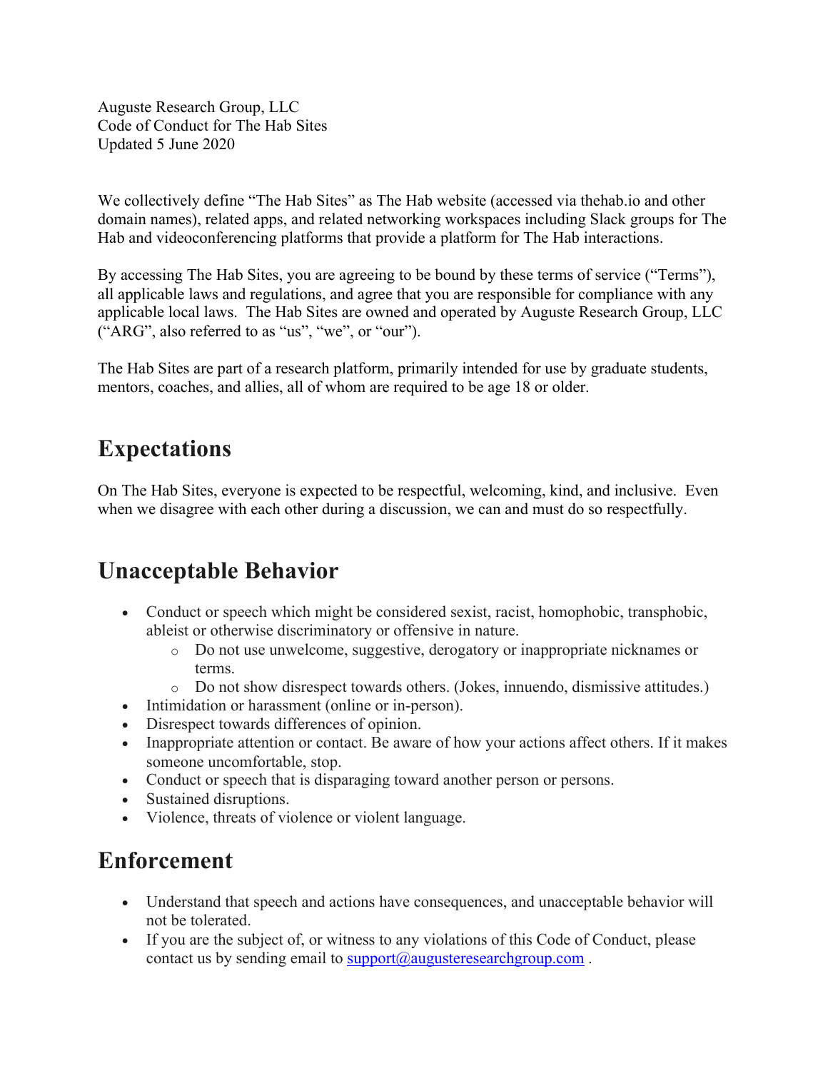Auguste Research Group, LLC
Code of Conduct for The Hab Sites
Updated 5 June 2020

We collectively define "The Hab Sites" as The Hab website (accessed via thehab.io and other domain names), related apps, and related networking workspaces including Slack groups for The Hab and videoconferencing platforms that provide a platform for The Hab interactions.

By accessing The Hab Sites, you are agreeing to be bound by these terms of service ("Terms"), all applicable laws and regulations, and agree that you are responsible for compliance with any applicable local laws. The Hab Sites are owned and operated by Auguste Research Group, LLC ("ARG", also referred to as "us", "we", or "our").

The Hab Sites are part of a research platform, primarily intended for use by graduate students, mentors, coaches, and allies, all of whom are required to be age 18 or older.

## Expectations

On The Hab Sites, everyone is expected to be respectful, welcoming, kind, and inclusive. Even when we disagree with each other during a discussion, we can and must do so respectfully.

## Unacceptable Behavior

- Conduct or speech which might be considered sexist, racist, homophobic, transphobic, ableist or otherwise discriminatory or offensive in nature.
  - Do not use unwelcome, suggestive, derogatory or inappropriate nicknames or terms.
  - Do not show disrespect towards others. (Jokes, innuendo, dismissive attitudes.)
- Intimidation or harassment (online or in-person).
- Disrespect towards differences of opinion.
- Inappropriate attention or contact. Be aware of how your actions affect others. If it makes someone uncomfortable, stop.
- Conduct or speech that is disparaging toward another person or persons.
- Sustained disruptions.
- Violence, threats of violence or violent language.

## Enforcement

- Understand that speech and actions have consequences, and unacceptable behavior will not be tolerated.
- If you are the subject of, or witness to any violations of this Code of Conduct, please contact us by sending email to support@augusteresearchgroup.com .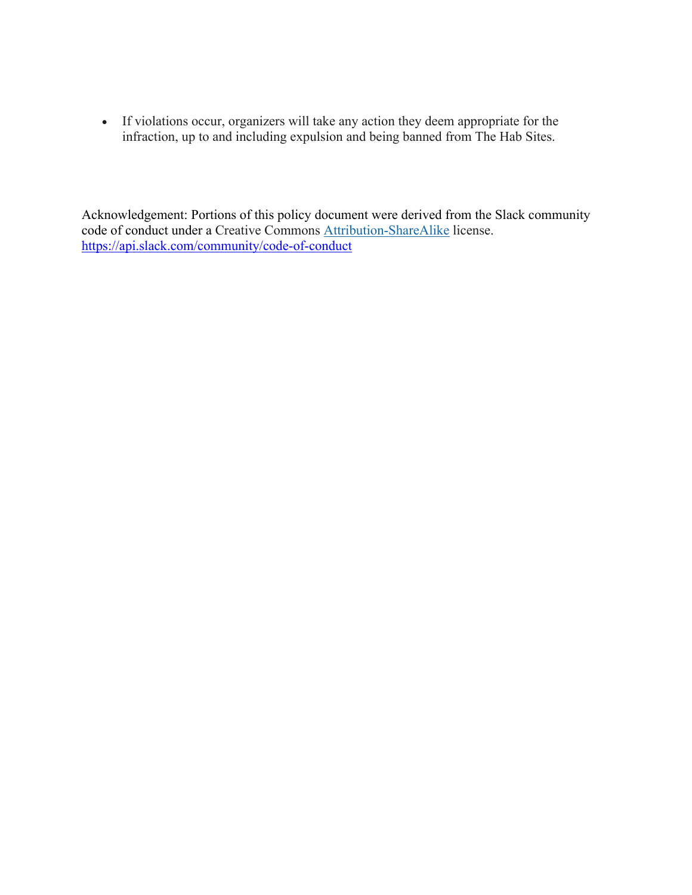- If violations occur, organizers will take any action they deem appropriate for the infraction, up to and including expulsion and being banned from The Hab Sites.

Acknowledgement: Portions of this policy document were derived from the Slack community code of conduct under a Creative Commons [Attribution-ShareAlike](https://creativecommons.org/licenses/by-sa/4.0/) license. [https://api.slack.com/community/code-of-conduct](https://api.slack.com/community/code-of-conduct)